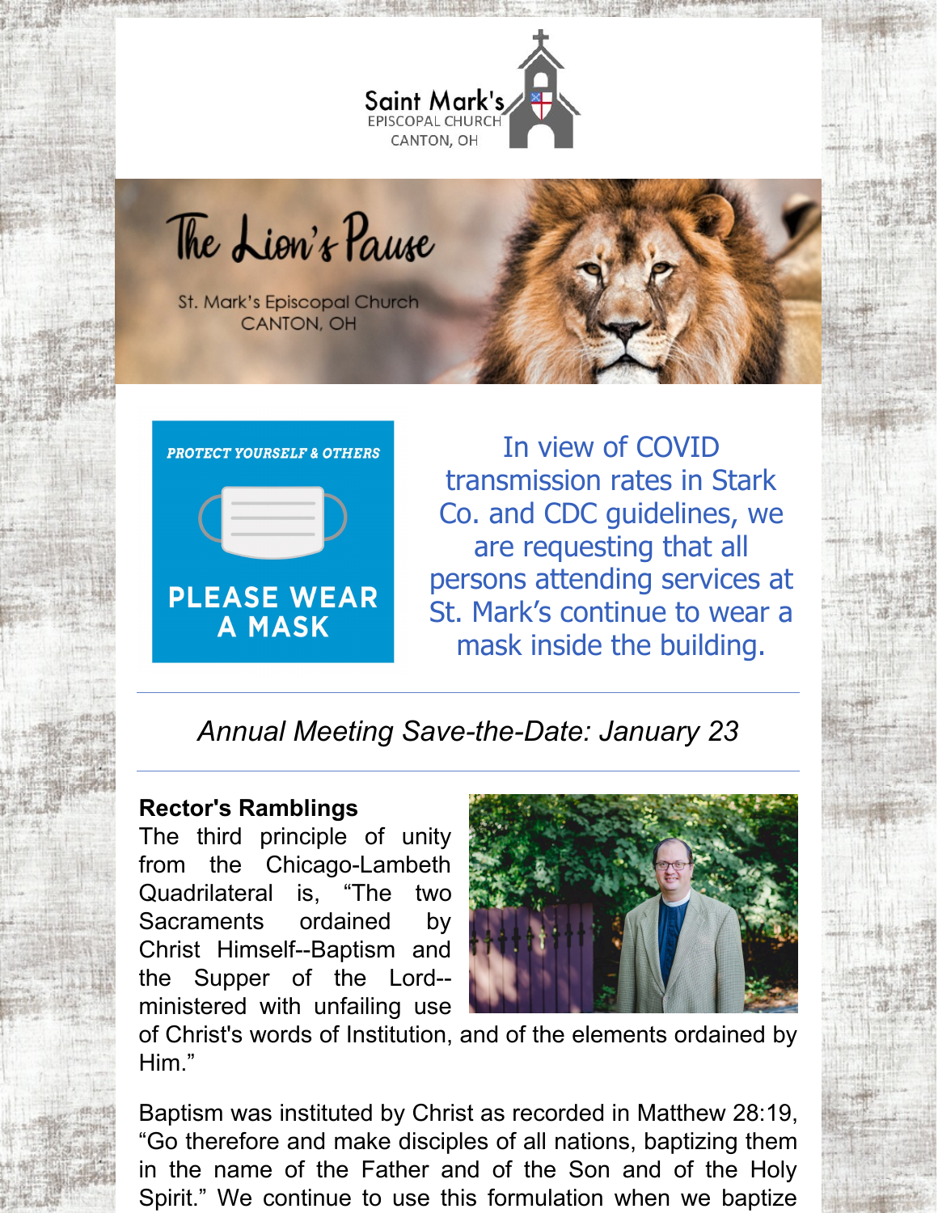Saint Mark's
EPISCOPAL CHURCH
CANTON, OH

# The Lion's Pause

St. Mark's Episcopal Church
CANTON, OH

**PROTECT YOURSELF & OTHERS**

**PLEASE WEAR A MASK**

In view of COVID transmission rates in Stark Co. and CDC guidelines, we are requesting that all persons attending services at St. Mark's continue to wear a mask inside the building.

---

*Annual Meeting Save-the-Date: January 23*

---

**Rector's Ramblings**

The third principle of unity from the Chicago-Lambeth Quadrilateral is, "The two Sacraments ordained by Christ Himself--Baptism and the Supper of the Lord--ministered with unfailing use of Christ's words of Institution, and of the elements ordained by Him."

Baptism was instituted by Christ as recorded in Matthew 28:19, "Go therefore and make disciples of all nations, baptizing them in the name of the Father and of the Son and of the Holy Spirit." We continue to use this formulation when we baptize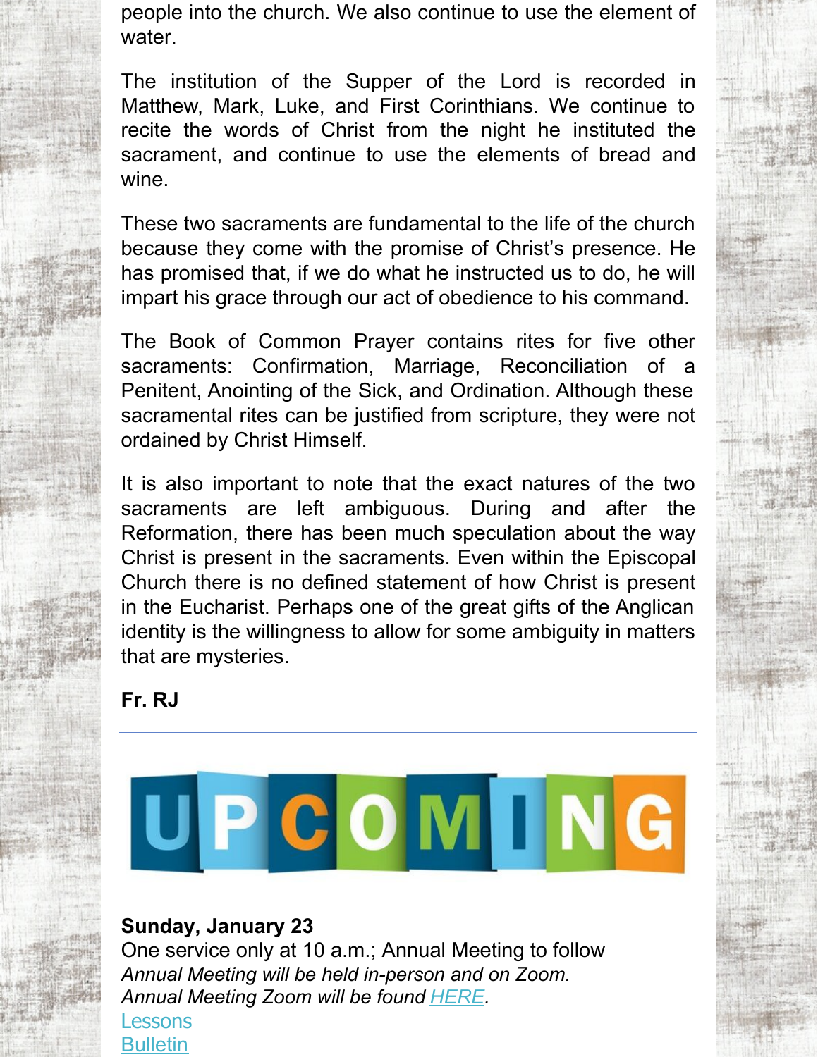people into the church. We also continue to use the element of water.

The institution of the Supper of the Lord is recorded in Matthew, Mark, Luke, and First Corinthians. We continue to recite the words of Christ from the night he instituted the sacrament, and continue to use the elements of bread and wine.

These two sacraments are fundamental to the life of the church because they come with the promise of Christ's presence. He has promised that, if we do what he instructed us to do, he will impart his grace through our act of obedience to his command.

The Book of Common Prayer contains rites for five other sacraments: Confirmation, Marriage, Reconciliation of a Penitent, Anointing of the Sick, and Ordination. Although these sacramental rites can be justified from scripture, they were not ordained by Christ Himself.

It is also important to note that the exact natures of the two sacraments are left ambiguous. During and after the Reformation, there has been much speculation about the way Christ is present in the sacraments. Even within the Episcopal Church there is no defined statement of how Christ is present in the Eucharist. Perhaps one of the great gifts of the Anglican identity is the willingness to allow for some ambiguity in matters that are mysteries.

**Fr. RJ**

---

UPCOMING

**Sunday, January 23**
One service only at 10 a.m.; Annual Meeting to follow
*Annual Meeting will be held in-person and on Zoom.*
*Annual Meeting Zoom will be found HERE.*
Lessons
Bulletin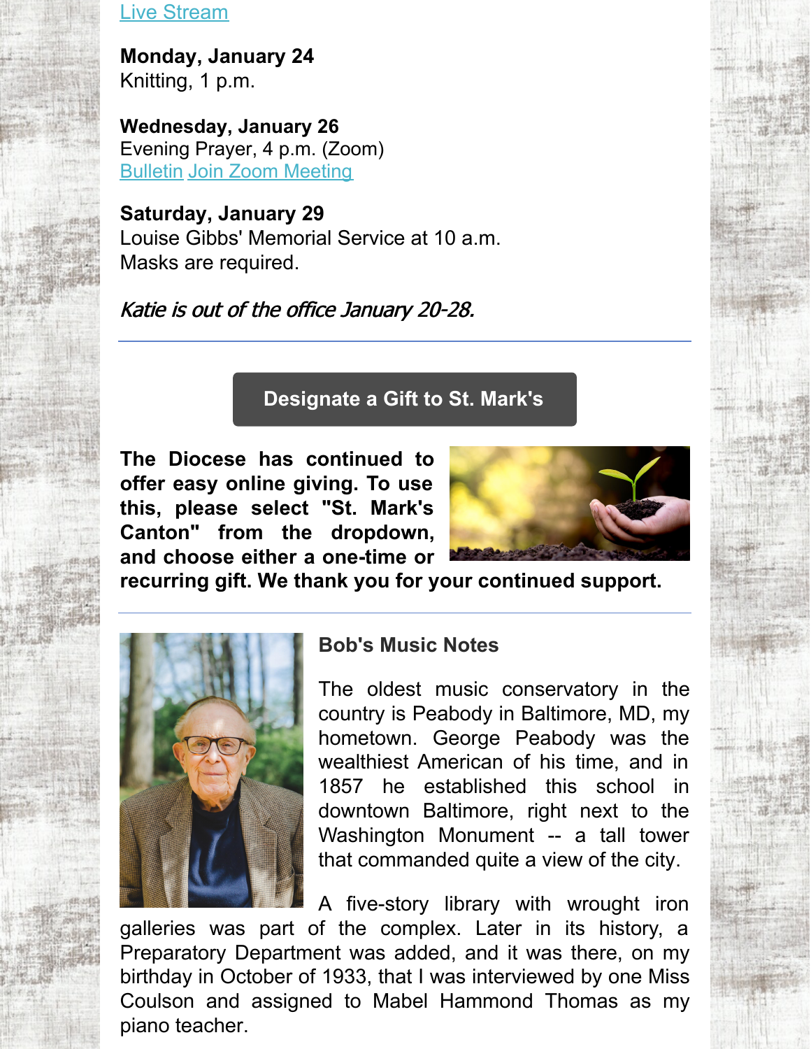Live Stream

**Monday, January 24**
Knitting, 1 p.m.

**Wednesday, January 26**
Evening Prayer, 4 p.m. (Zoom)
Bulletin Join Zoom Meeting

**Saturday, January 29**
Louise Gibbs' Memorial Service at 10 a.m.
Masks are required.

*Katie is out of the office January 20-28.*

---

**Designate a Gift to St. Mark's**

**The Diocese has continued to offer easy online giving. To use this, please select "St. Mark's Canton" from the dropdown, and choose either a one-time or recurring gift. We thank you for your continued support.**

---

### Bob's Music Notes

The oldest music conservatory in the country is Peabody in Baltimore, MD, my hometown. George Peabody was the wealthiest American of his time, and in 1857 he established this school in downtown Baltimore, right next to the Washington Monument -- a tall tower that commanded quite a view of the city.

A five-story library with wrought iron galleries was part of the complex. Later in its history, a Preparatory Department was added, and it was there, on my birthday in October of 1933, that I was interviewed by one Miss Coulson and assigned to Mabel Hammond Thomas as my piano teacher.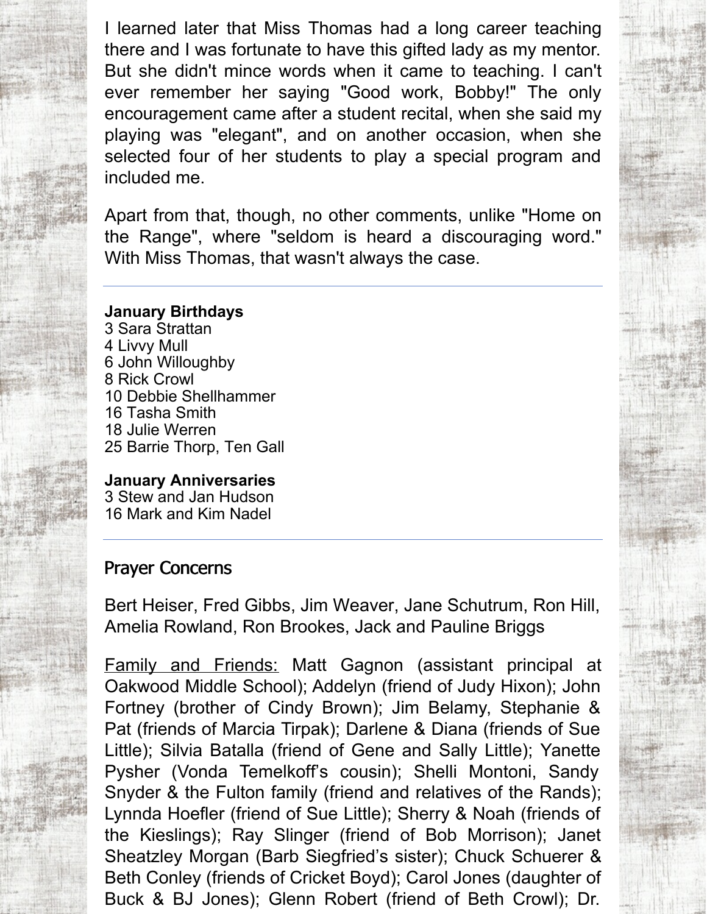I learned later that Miss Thomas had a long career teaching there and I was fortunate to have this gifted lady as my mentor. But she didn't mince words when it came to teaching. I can't ever remember her saying "Good work, Bobby!" The only encouragement came after a student recital, when she said my playing was "elegant", and on another occasion, when she selected four of her students to play a special program and included me.

Apart from that, though, no other comments, unlike "Home on the Range", where "seldom is heard a discouraging word." With Miss Thomas, that wasn't always the case.

---

**January Birthdays**
3 Sara Strattan
4 Livvy Mull
6 John Willoughby
8 Rick Crowl
10 Debbie Shellhammer
16 Tasha Smith
18 Julie Werren
25 Barrie Thorp, Ten Gall

**January Anniversaries**
3 Stew and Jan Hudson
16 Mark and Kim Nadel

---

## Prayer Concerns

Bert Heiser, Fred Gibbs, Jim Weaver, Jane Schutrum, Ron Hill, Amelia Rowland, Ron Brookes, Jack and Pauline Briggs

<u>Family and Friends:</u> Matt Gagnon (assistant principal at Oakwood Middle School); Addelyn (friend of Judy Hixon); John Fortney (brother of Cindy Brown); Jim Belamy, Stephanie & Pat (friends of Marcia Tirpak); Darlene & Diana (friends of Sue Little); Silvia Batalla (friend of Gene and Sally Little); Yanette Pysher (Vonda Temelkoff's cousin); Shelli Montoni, Sandy Snyder & the Fulton family (friend and relatives of the Rands); Lynnda Hoefler (friend of Sue Little); Sherry & Noah (friends of the Kieslings); Ray Slinger (friend of Bob Morrison); Janet Sheatzley Morgan (Barb Siegfried's sister); Chuck Schuerer & Beth Conley (friends of Cricket Boyd); Carol Jones (daughter of Buck & BJ Jones); Glenn Robert (friend of Beth Crowl); Dr.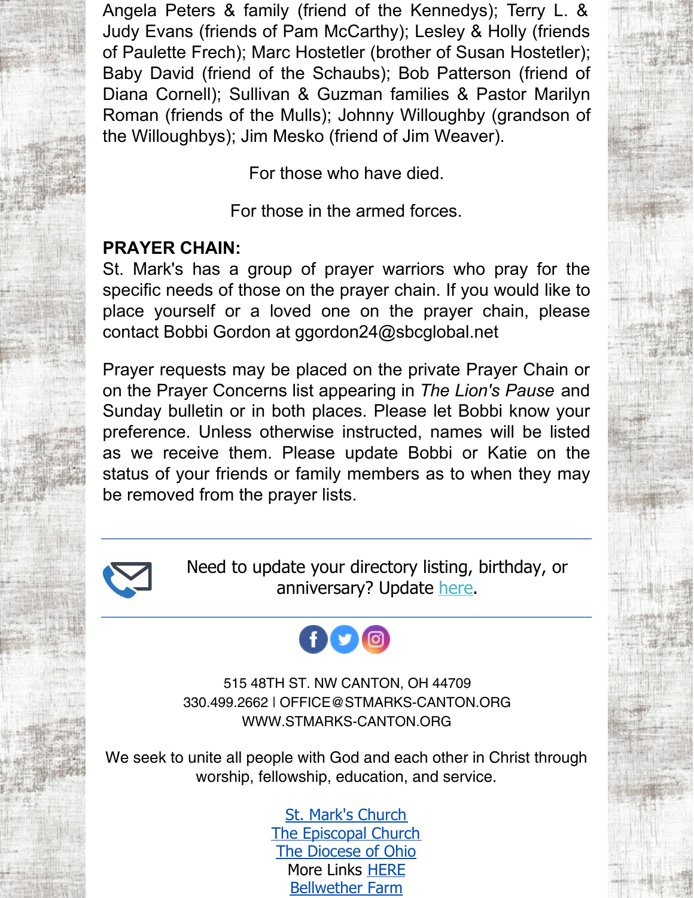Angela Peters & family (friend of the Kennedys); Terry L. & Judy Evans (friends of Pam McCarthy); Lesley & Holly (friends of Paulette Frech); Marc Hostetler (brother of Susan Hostetler); Baby David (friend of the Schaubs); Bob Patterson (friend of Diana Cornell); Sullivan & Guzman families & Pastor Marilyn Roman (friends of the Mulls); Johnny Willoughby (grandson of the Willoughbys); Jim Mesko (friend of Jim Weaver).

For those who have died.

For those in the armed forces.

**PRAYER CHAIN:**
St. Mark's has a group of prayer warriors who pray for the specific needs of those on the prayer chain. If you would like to place yourself or a loved one on the prayer chain, please contact Bobbi Gordon at ggordon24@sbcglobal.net

Prayer requests may be placed on the private Prayer Chain or on the Prayer Concerns list appearing in *The Lion's Pause* and Sunday bulletin or in both places. Please let Bobbi know your preference. Unless otherwise instructed, names will be listed as we receive them. Please update Bobbi or Katie on the status of your friends or family members as to when they may be removed from the prayer lists.

---

Need to update your directory listing, birthday, or anniversary? Update here.

---

515 48TH ST. NW CANTON, OH 44709
330.499.2662 | OFFICE@STMARKS-CANTON.ORG
WWW.STMARKS-CANTON.ORG

We seek to unite all people with God and each other in Christ through worship, fellowship, education, and service.

St. Mark's Church
The Episcopal Church
The Diocese of Ohio
More Links HERE
Bellwether Farm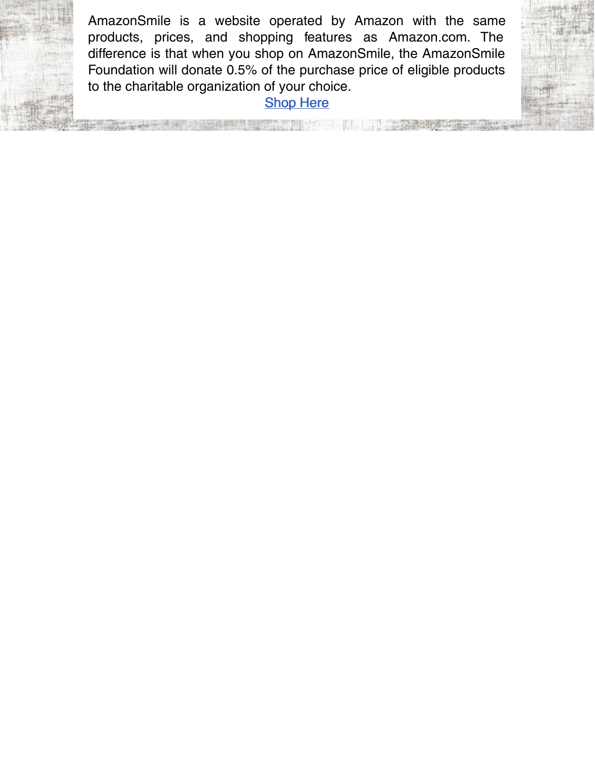AmazonSmile is a website operated by Amazon with the same products, prices, and shopping features as Amazon.com. The difference is that when you shop on AmazonSmile, the AmazonSmile Foundation will donate 0.5% of the purchase price of eligible products to the charitable organization of your choice.

Shop Here